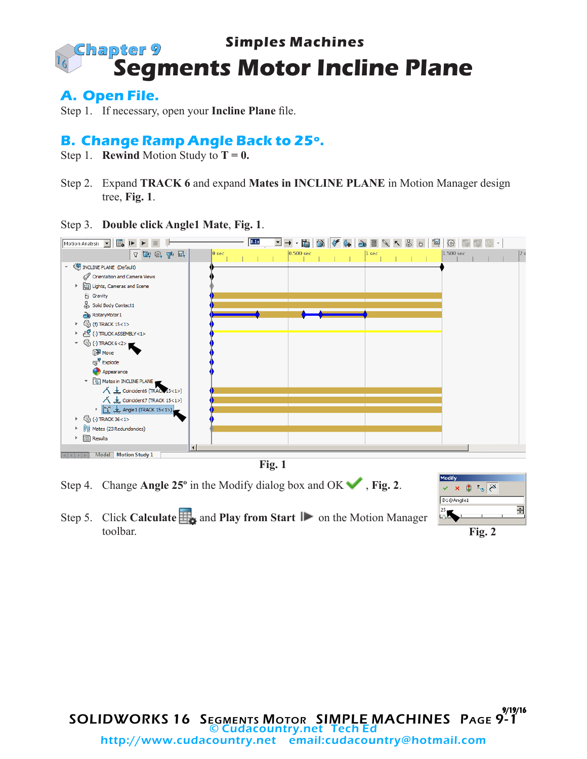# Chapter 9

## Simples Machines

# Segments Motor Incline Plane

## A. Open File.

Step 1. If necessary, open your **Incline Plane** file.

## B. Change Ramp Angle Back to 25º.

Step 1. **Rewind** Motion Study to **T = 0.**

Step 2. Expand **TRACK 6** and expand **Mates in INCLINE PLANE** in Motion Manager design tree, **Fig. 1**.

Step 3. **Double click Angle1 Mate**, **Fig. 1**.

**Fig. 1**

Step 4. Change **Angle 25º** in the Modify dialog box and OK , **Fig. 2**.

Step 5. Click **Calculate** and **Play from Start** on the Motion Manager toolbar.

**Fig. 2**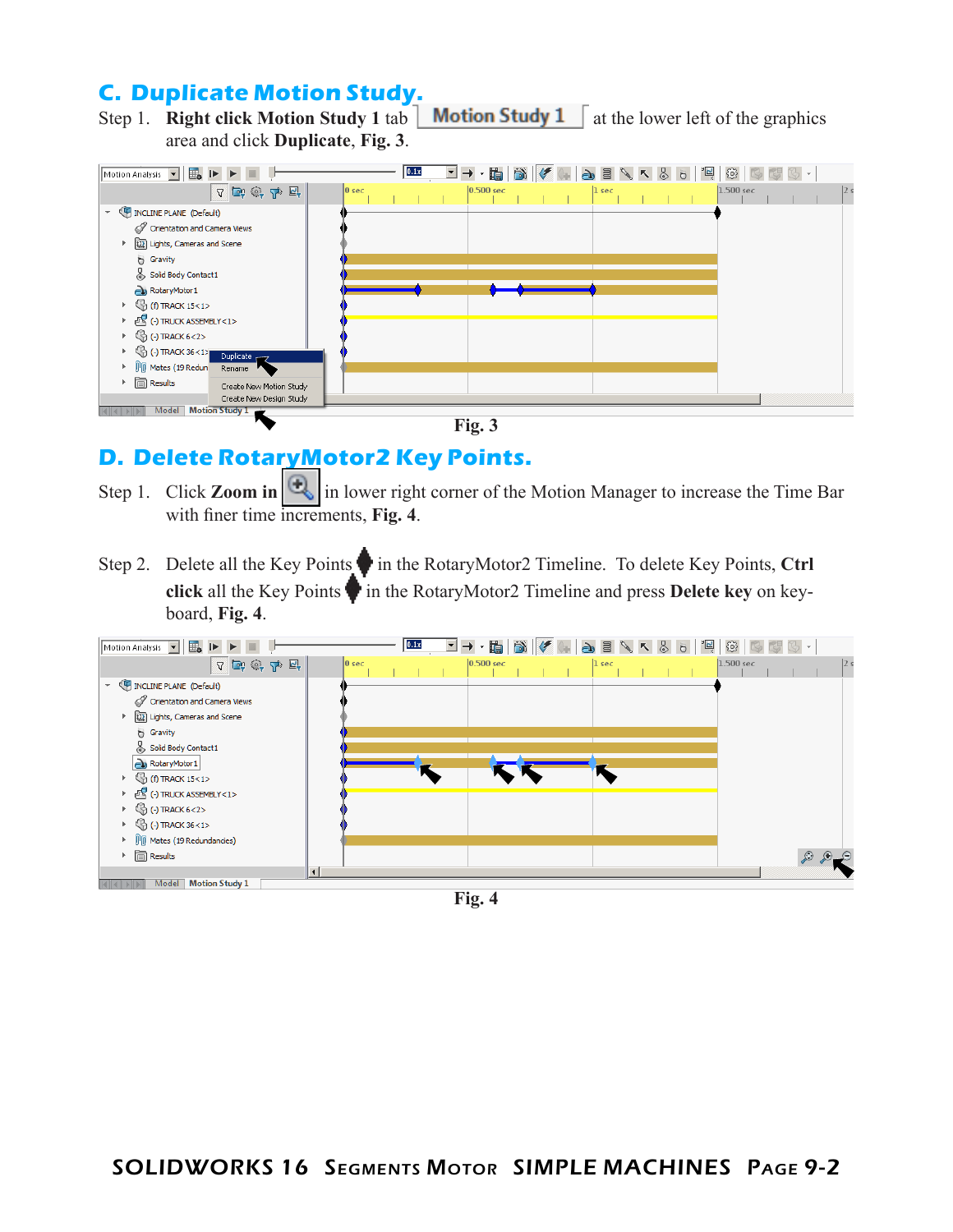## C. Duplicate Motion Study.

Step 1. **Right click Motion Study 1** tab Motion Study 1 at the lower left of the graphics area and click **Duplicate**, **Fig. 3**.

**Fig. 3**

## D. Delete RotaryMotor2 Key Points.

Step 1. Click **Zoom in** in lower right corner of the Motion Manager to increase the Time Bar with finer time increments, **Fig. 4**.

Step 2. Delete all the Key Points in the RotaryMotor2 Timeline. To delete Key Points, **Ctrl click** all the Key Points in the RotaryMotor2 Timeline and press **Delete key** on keyboard, **Fig. 4**.

**Fig. 4**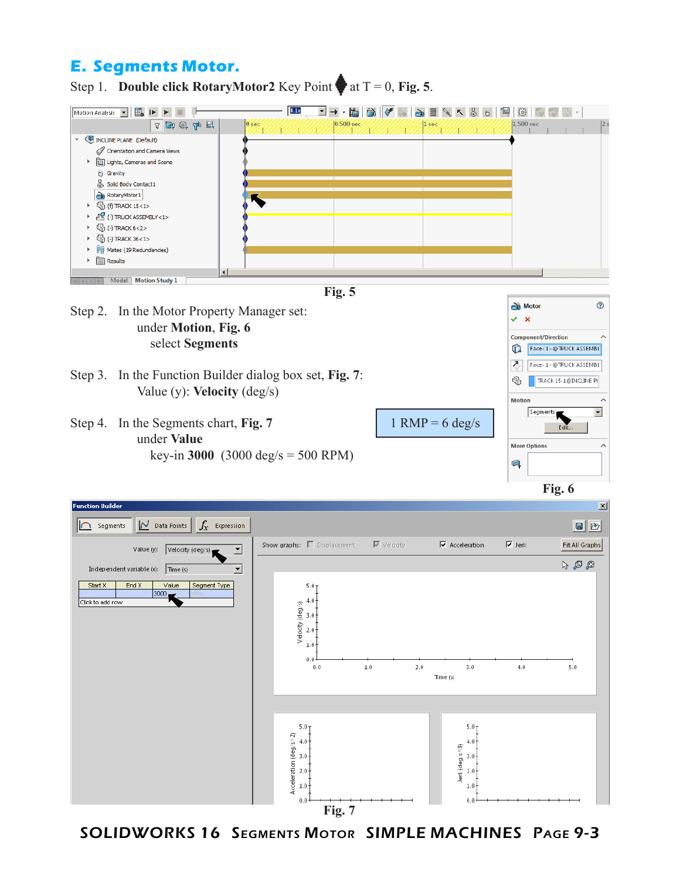## E. Segments Motor.

Step 1. **Double click RotaryMotor2** Key Point ◆ at T = 0, **Fig. 5**.

**Fig. 5**

Step 2. In the Motor Property Manager set:
under **Motion**, **Fig. 6**
select **Segments**

**Fig. 6**

Step 3. In the Function Builder dialog box set, **Fig. 7**:
Value (y): **Velocity** (deg/s)

Step 4. In the Segments chart, **Fig. 7**
under **Value**
key-in **3000** (3000 deg/s = 500 RPM)

1 RMP = 6 deg/s

**Fig. 7**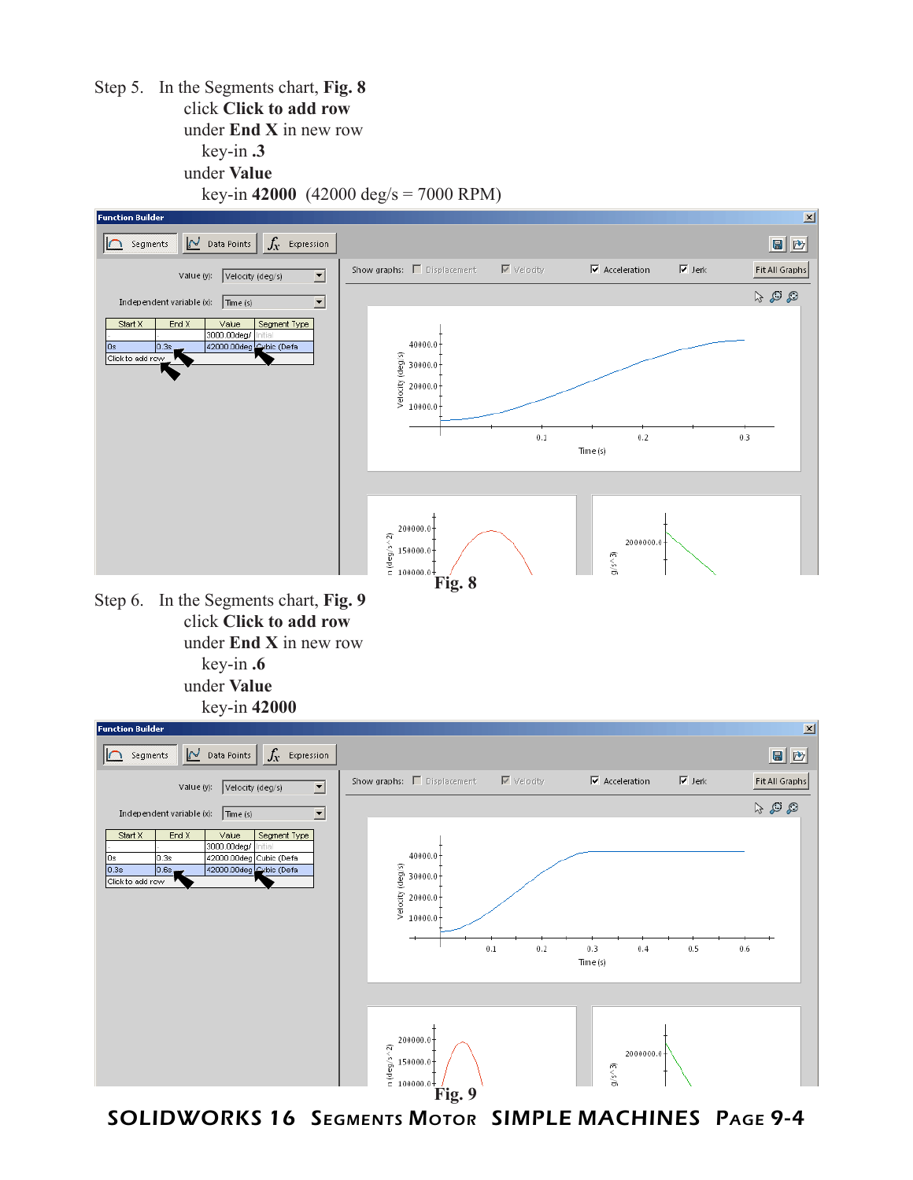Step 5. In the Segments chart, **Fig. 8**
click **Click to add row**
under **End X** in new row
key-in **.3**
under **Value**
key-in **42000** (42000 deg/s = 7000 RPM)

Fig. 8

Step 6. In the Segments chart, **Fig. 9**
click **Click to add row**
under **End X** in new row
key-in **.6**
under **Value**
key-in **42000**

Fig. 9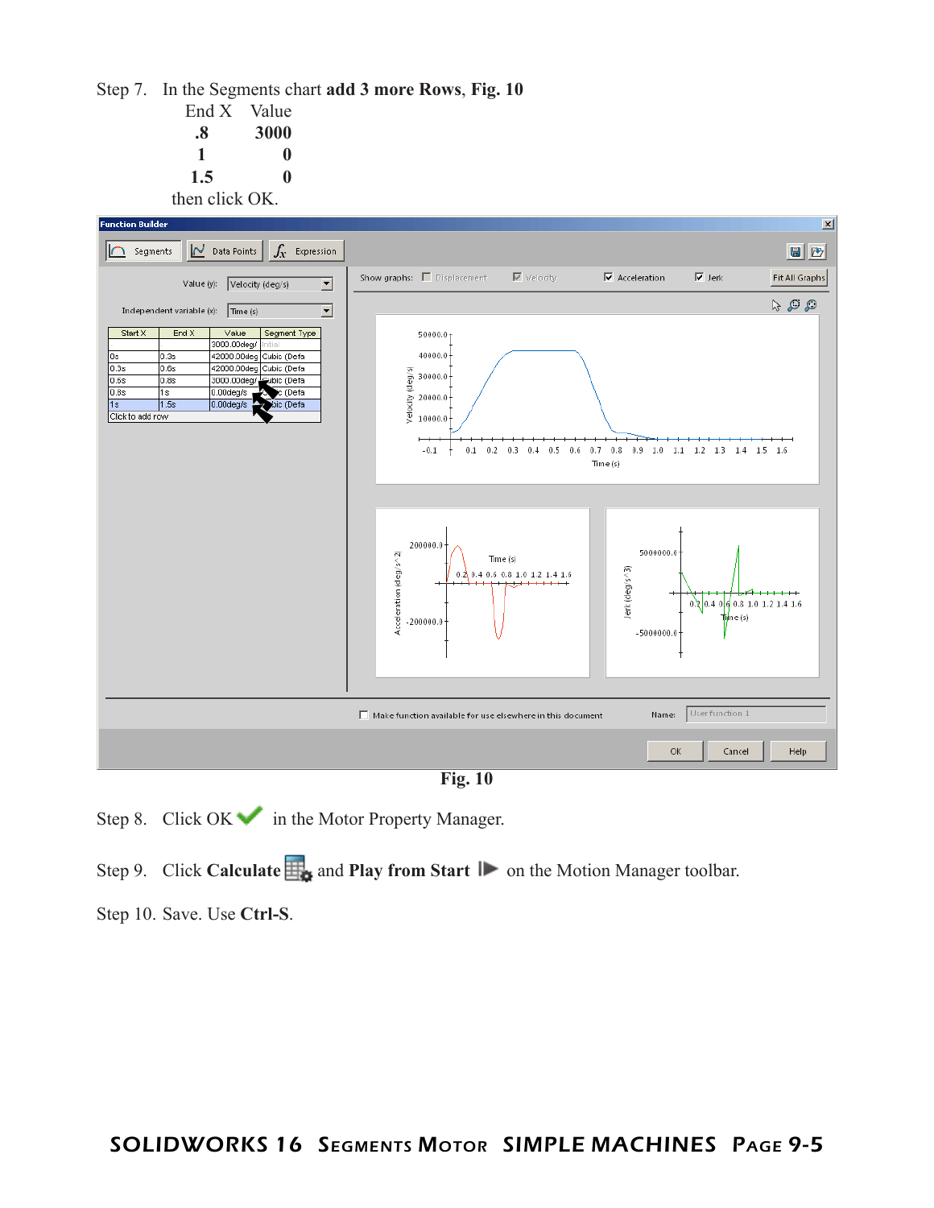Step 7. In the Segments chart **add 3 more Rows**, **Fig. 10**

| End X | Value |
| --- | --- |
| **.8** | **3000** |
| **1** | **0** |
| **1.5** | **0** |

then click OK.

**Fig. 10**

Step 8. Click OK in the Motion Property Manager.

Step 9. Click **Calculate** and **Play from Start** on the Motion Manager toolbar.

Step 10. Save. Use **Ctrl-S**.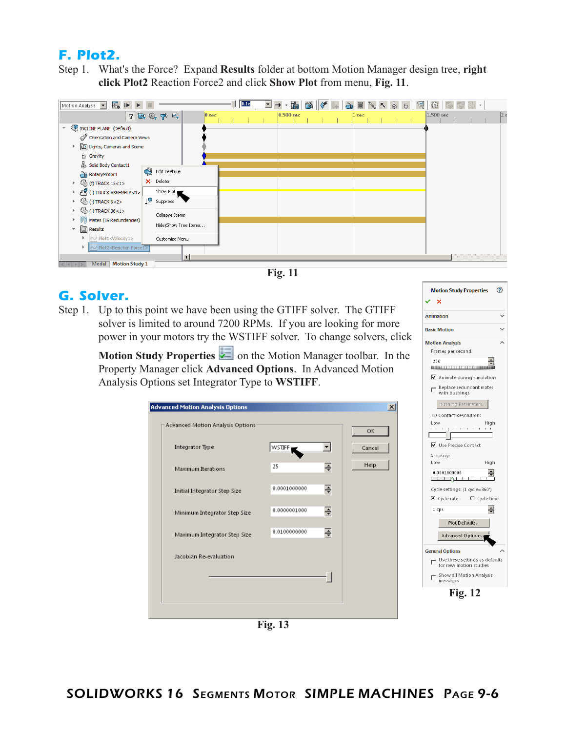## F. Plot2.

Step 1. What's the Force? Expand **Results** folder at bottom Motion Manager design tree, **right click Plot2** Reaction Force2 and click **Show Plot** from menu, **Fig. 11**.

**Fig. 11**

## G. Solver.

Step 1. Up to this point we have been using the GTIFF solver. The GTIFF solver is limited to around 7200 RPMs. If you are looking for more power in your motors try the WSTIFF solver. To change solvers, click **Motion Study Properties** on the Motion Manager toolbar. In the Property Manager click **Advanced Options**. In Advanced Motion Analysis Options set Integrator Type to **WSTIFF**.

**Fig. 12**

**Fig. 13**